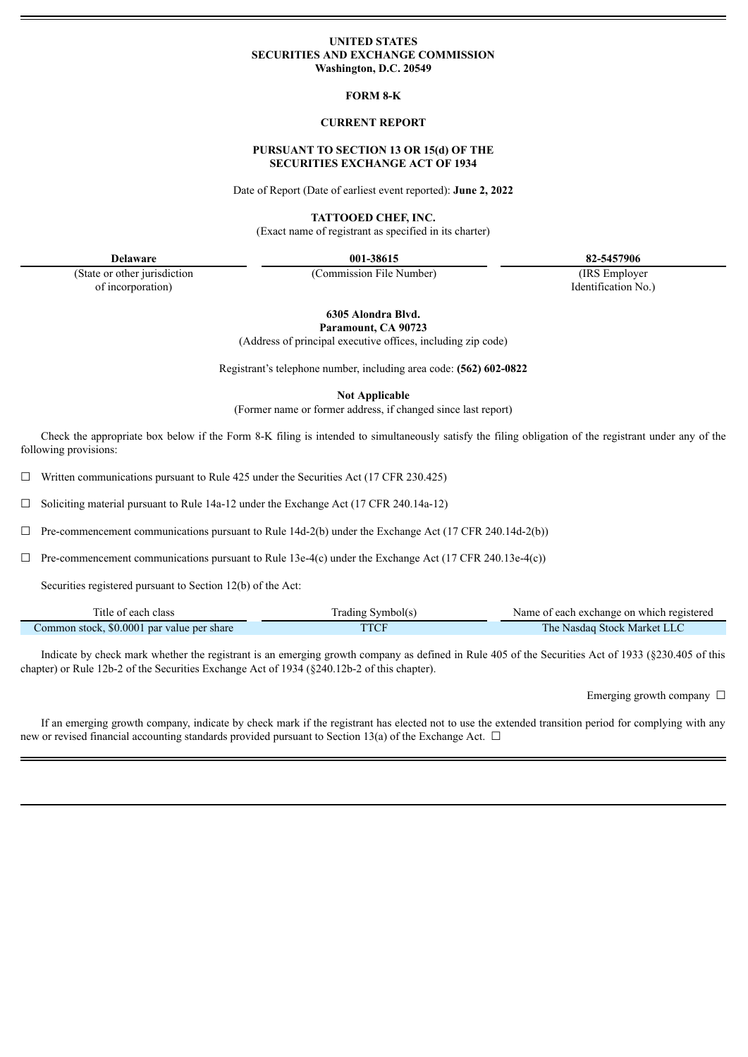**UNITED STATES**
**SECURITIES AND EXCHANGE COMMISSION**
**Washington, D.C. 20549**

**FORM 8-K**

**CURRENT REPORT**

**PURSUANT TO SECTION 13 OR 15(d) OF THE SECURITIES EXCHANGE ACT OF 1934**

Date of Report (Date of earliest event reported): **June 2, 2022**

**TATTOOED CHEF, INC.**
(Exact name of registrant as specified in its charter)

| **Delaware** | **001-38615** | **82-5457906** |
|---|---|---|
| (State or other jurisdiction of incorporation) | (Commission File Number) | (IRS Employer Identification No.) |

**6305 Alondra Blvd.**
**Paramount, CA 90723**
(Address of principal executive offices, including zip code)

Registrant's telephone number, including area code: **(562) 602-0822**

**Not Applicable**
(Former name or former address, if changed since last report)

Check the appropriate box below if the Form 8-K filing is intended to simultaneously satisfy the filing obligation of the registrant under any of the following provisions:

☐ Written communications pursuant to Rule 425 under the Securities Act (17 CFR 230.425)

☐ Soliciting material pursuant to Rule 14a-12 under the Exchange Act (17 CFR 240.14a-12)

☐ Pre-commencement communications pursuant to Rule 14d-2(b) under the Exchange Act (17 CFR 240.14d-2(b))

☐ Pre-commencement communications pursuant to Rule 13e-4(c) under the Exchange Act (17 CFR 240.13e-4(c))

Securities registered pursuant to Section 12(b) of the Act:

| Title of each class | Trading Symbol(s) | Name of each exchange on which registered |
|---|---|---|
| Common stock, $0.0001 par value per share | TTCF | The Nasdaq Stock Market LLC |

Indicate by check mark whether the registrant is an emerging growth company as defined in Rule 405 of the Securities Act of 1933 (§230.405 of this chapter) or Rule 12b-2 of the Securities Exchange Act of 1934 (§240.12b-2 of this chapter).

Emerging growth company ☐

If an emerging growth company, indicate by check mark if the registrant has elected not to use the extended transition period for complying with any new or revised financial accounting standards provided pursuant to Section 13(a) of the Exchange Act. ☐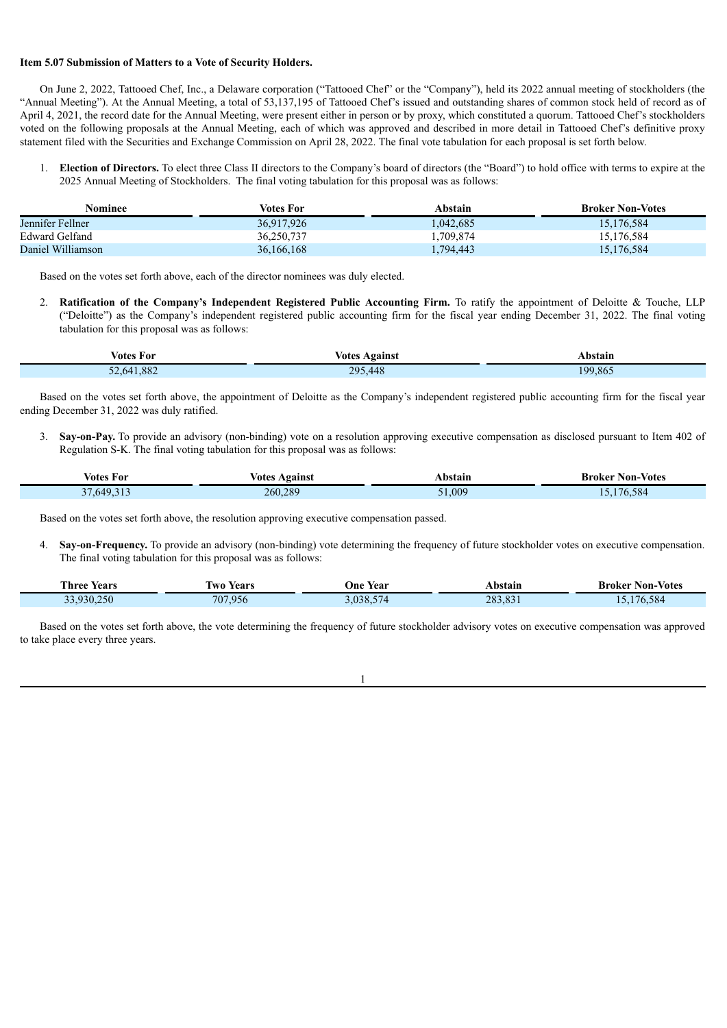**Item 5.07 Submission of Matters to a Vote of Security Holders.**

On June 2, 2022, Tattooed Chef, Inc., a Delaware corporation ("Tattooed Chef" or the "Company"), held its 2022 annual meeting of stockholders (the "Annual Meeting"). At the Annual Meeting, a total of 53,137,195 of Tattooed Chef's issued and outstanding shares of common stock held of record as of April 4, 2021, the record date for the Annual Meeting, were present either in person or by proxy, which constituted a quorum. Tattooed Chef's stockholders voted on the following proposals at the Annual Meeting, each of which was approved and described in more detail in Tattooed Chef's definitive proxy statement filed with the Securities and Exchange Commission on April 28, 2022. The final vote tabulation for each proposal is set forth below.

1. **Election of Directors.** To elect three Class II directors to the Company's board of directors (the "Board") to hold office with terms to expire at the 2025 Annual Meeting of Stockholders. The final voting tabulation for this proposal was as follows:

| Nominee | Votes For | Abstain | Broker Non-Votes |
|---|---|---|---|
| Jennifer Fellner | 36,917,926 | 1,042,685 | 15,176,584 |
| Edward Gelfand | 36,250,737 | 1,709,874 | 15,176,584 |
| Daniel Williamson | 36,166,168 | 1,794,443 | 15,176,584 |

Based on the votes set forth above, each of the director nominees was duly elected.

2. **Ratification of the Company's Independent Registered Public Accounting Firm.** To ratify the appointment of Deloitte & Touche, LLP ("Deloitte") as the Company's independent registered public accounting firm for the fiscal year ending December 31, 2022. The final voting tabulation for this proposal was as follows:

| Votes For | Votes Against | Abstain |
|---|---|---|
| 52,641,882 | 295,448 | 199,865 |

Based on the votes set forth above, the appointment of Deloitte as the Company's independent registered public accounting firm for the fiscal year ending December 31, 2022 was duly ratified.

3. **Say-on-Pay.** To provide an advisory (non-binding) vote on a resolution approving executive compensation as disclosed pursuant to Item 402 of Regulation S-K. The final voting tabulation for this proposal was as follows:

| Votes For | Votes Against | Abstain | Broker Non-Votes |
|---|---|---|---|
| 37,649,313 | 260,289 | 51,009 | 15,176,584 |

Based on the votes set forth above, the resolution approving executive compensation passed.

4. **Say-on-Frequency.** To provide an advisory (non-binding) vote determining the frequency of future stockholder votes on executive compensation. The final voting tabulation for this proposal was as follows:

| Three Years | Two Years | One Year | Abstain | Broker Non-Votes |
|---|---|---|---|---|
| 33,930,250 | 707,956 | 3,038,574 | 283,831 | 15,176,584 |

Based on the votes set forth above, the vote determining the frequency of future stockholder advisory votes on executive compensation was approved to take place every three years.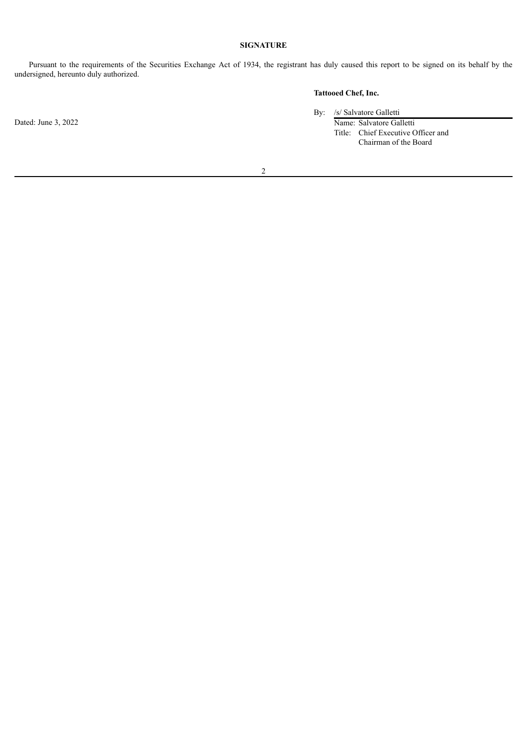## SIGNATURE

Pursuant to the requirements of the Securities Exchange Act of 1934, the registrant has duly caused this report to be signed on its behalf by the undersigned, hereunto duly authorized.

**Tattooed Chef, Inc.**

Dated: June 3, 2022

By: /s/ Salvatore Galletti
Name: Salvatore Galletti
Title: Chief Executive Officer and Chairman of the Board